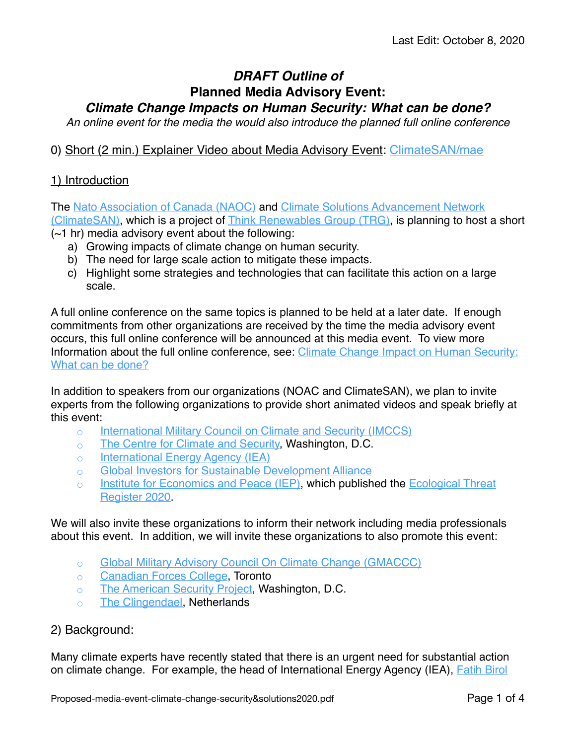Last Edit: October 8, 2020

# *DRAFT Outline of*
# Planned Media Advisory Event:
## *Climate Change Impacts on Human Security: What can be done?*

*An online event for the media the would also introduce the planned full online conference*

0) Short (2 min.) Explainer Video about Media Advisory Event: ClimateSAN/mae

## 1) Introduction

The Nato Association of Canada (NAOC) and Climate Solutions Advancement Network (ClimateSAN), which is a project of Think Renewables Group (TRG), is planning to host a short (~1 hr) media advisory event about the following:

a) Growing impacts of climate change on human security.
b) The need for large scale action to mitigate these impacts.
c) Highlight some strategies and technologies that can facilitate this action on a large scale.

A full online conference on the same topics is planned to be held at a later date. If enough commitments from other organizations are received by the time the media advisory event occurs, this full online conference will be announced at this media event. To view more Information about the full online conference, see: Climate Change Impact on Human Security: What can be done?

In addition to speakers from our organizations (NOAC and ClimateSAN), we plan to invite experts from the following organizations to provide short animated videos and speak briefly at this event:

- International Military Council on Climate and Security (IMCCS)
- The Centre for Climate and Security, Washington, D.C.
- International Energy Agency (IEA)
- Global Investors for Sustainable Development Alliance
- Institute for Economics and Peace (IEP), which published the Ecological Threat Register 2020.

We will also invite these organizations to inform their network including media professionals about this event. In addition, we will invite these organizations to also promote this event:

- Global Military Advisory Council On Climate Change (GMACCC)
- Canadian Forces College, Toronto
- The American Security Project, Washington, D.C.
- The Clingendael, Netherlands

## 2) Background:

Many climate experts have recently stated that there is an urgent need for substantial action on climate change. For example, the head of International Energy Agency (IEA), Fatih Birol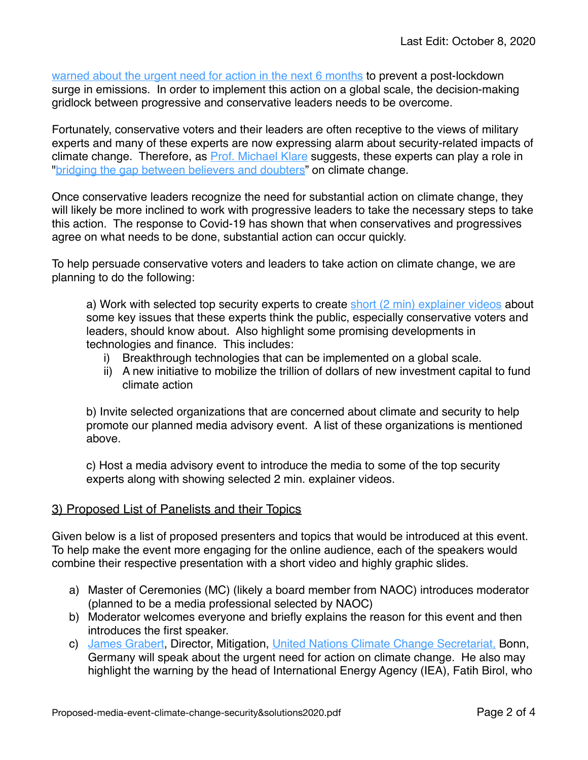warned about the urgent need for action in the next 6 months to prevent a post-lockdown surge in emissions. In order to implement this action on a global scale, the decision-making gridlock between progressive and conservative leaders needs to be overcome.

Fortunately, conservative voters and their leaders are often receptive to the views of military experts and many of these experts are now expressing alarm about security-related impacts of climate change. Therefore, as Prof. Michael Klare suggests, these experts can play a role in "bridging the gap between believers and doubters" on climate change.

Once conservative leaders recognize the need for substantial action on climate change, they will likely be more inclined to work with progressive leaders to take the necessary steps to take this action. The response to Covid-19 has shown that when conservatives and progressives agree on what needs to be done, substantial action can occur quickly.

To help persuade conservative voters and leaders to take action on climate change, we are planning to do the following:

a) Work with selected top security experts to create short (2 min) explainer videos about some key issues that these experts think the public, especially conservative voters and leaders, should know about. Also highlight some promising developments in technologies and finance. This includes:

   i) Breakthrough technologies that can be implemented on a global scale.
   ii) A new initiative to mobilize the trillion of dollars of new investment capital to fund climate action

b) Invite selected organizations that are concerned about climate and security to help promote our planned media advisory event. A list of these organizations is mentioned above.

c) Host a media advisory event to introduce the media to some of the top security experts along with showing selected 2 min. explainer videos.

## 3) Proposed List of Panelists and their Topics

Given below is a list of proposed presenters and topics that would be introduced at this event. To help make the event more engaging for the online audience, each of the speakers would combine their respective presentation with a short video and highly graphic slides.

a) Master of Ceremonies (MC) (likely a board member from NAOC) introduces moderator (planned to be a media professional selected by NAOC)

b) Moderator welcomes everyone and briefly explains the reason for this event and then introduces the first speaker.

c) James Grabert, Director, Mitigation, United Nations Climate Change Secretariat, Bonn, Germany will speak about the urgent need for action on climate change. He also may highlight the warning by the head of International Energy Agency (IEA), Fatih Birol, who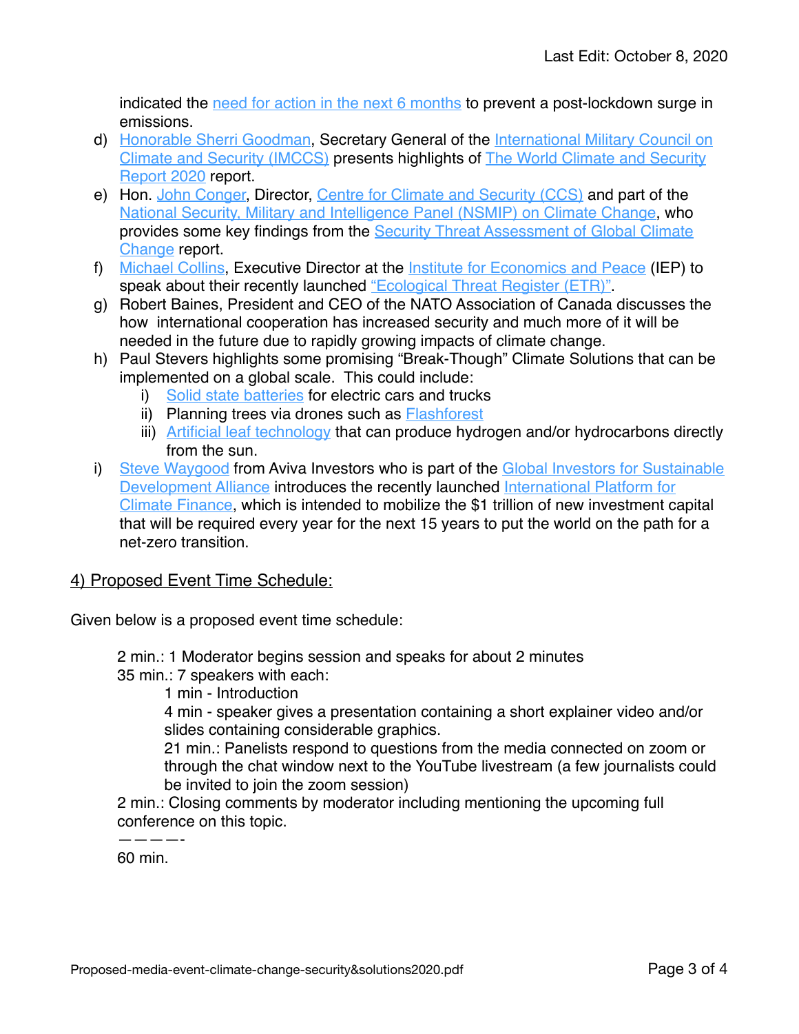indicated the need for action in the next 6 months to prevent a post-lockdown surge in emissions.

d) Honorable Sherri Goodman, Secretary General of the International Military Council on Climate and Security (IMCCS) presents highlights of The World Climate and Security Report 2020 report.
e) Hon. John Conger, Director, Centre for Climate and Security (CCS) and part of the National Security, Military and Intelligence Panel (NSMIP) on Climate Change, who provides some key findings from the Security Threat Assessment of Global Climate Change report.
f) Michael Collins, Executive Director at the Institute for Economics and Peace (IEP) to speak about their recently launched "Ecological Threat Register (ETR)".
g) Robert Baines, President and CEO of the NATO Association of Canada discusses the how international cooperation has increased security and much more of it will be needed in the future due to rapidly growing impacts of climate change.
h) Paul Stevers highlights some promising "Break-Though" Climate Solutions that can be implemented on a global scale. This could include:
    i) Solid state batteries for electric cars and trucks
    ii) Planning trees via drones such as Flashforest
    iii) Artificial leaf technology that can produce hydrogen and/or hydrocarbons directly from the sun.
i) Steve Waygood from Aviva Investors who is part of the Global Investors for Sustainable Development Alliance introduces the recently launched International Platform for Climate Finance, which is intended to mobilize the $1 trillion of new investment capital that will be required every year for the next 15 years to put the world on the path for a net-zero transition.

## 4) Proposed Event Time Schedule:

Given below is a proposed event time schedule:

2 min.: 1 Moderator begins session and speaks for about 2 minutes
35 min.: 7 speakers with each:
    1 min - Introduction
    4 min - speaker gives a presentation containing a short explainer video and/or slides containing considerable graphics.
    21 min.: Panelists respond to questions from the media connected on zoom or through the chat window next to the YouTube livestream (a few journalists could be invited to join the zoom session)
2 min.: Closing comments by moderator including mentioning the upcoming full conference on this topic.
————-
60 min.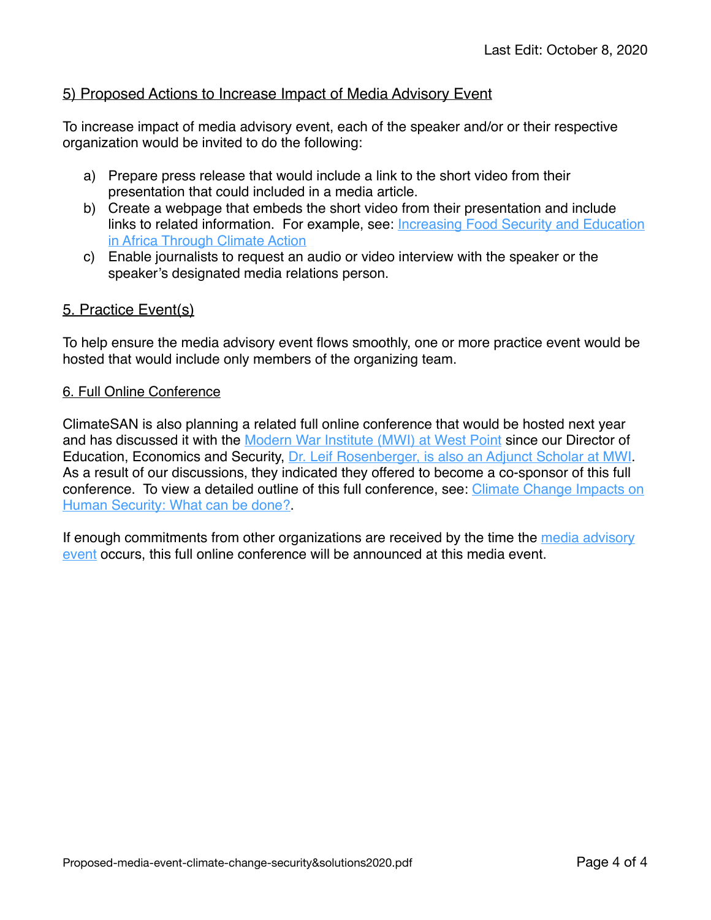Last Edit: October 8, 2020

## 5) Proposed Actions to Increase Impact of Media Advisory Event

To increase impact of media advisory event, each of the speaker and/or or their respective organization would be invited to do the following:

a) Prepare press release that would include a link to the short video from their presentation that could included in a media article.
b) Create a webpage that embeds the short video from their presentation and include links to related information. For example, see: Increasing Food Security and Education in Africa Through Climate Action
c) Enable journalists to request an audio or video interview with the speaker or the speaker's designated media relations person.

## 5. Practice Event(s)

To help ensure the media advisory event flows smoothly, one or more practice event would be hosted that would include only members of the organizing team.

### 6. Full Online Conference

ClimateSAN is also planning a related full online conference that would be hosted next year and has discussed it with the Modern War Institute (MWI) at West Point since our Director of Education, Economics and Security, Dr. Leif Rosenberger, is also an Adjunct Scholar at MWI. As a result of our discussions, they indicated they offered to become a co-sponsor of this full conference. To view a detailed outline of this full conference, see: Climate Change Impacts on Human Security: What can be done?.

If enough commitments from other organizations are received by the time the media advisory event occurs, this full online conference will be announced at this media event.